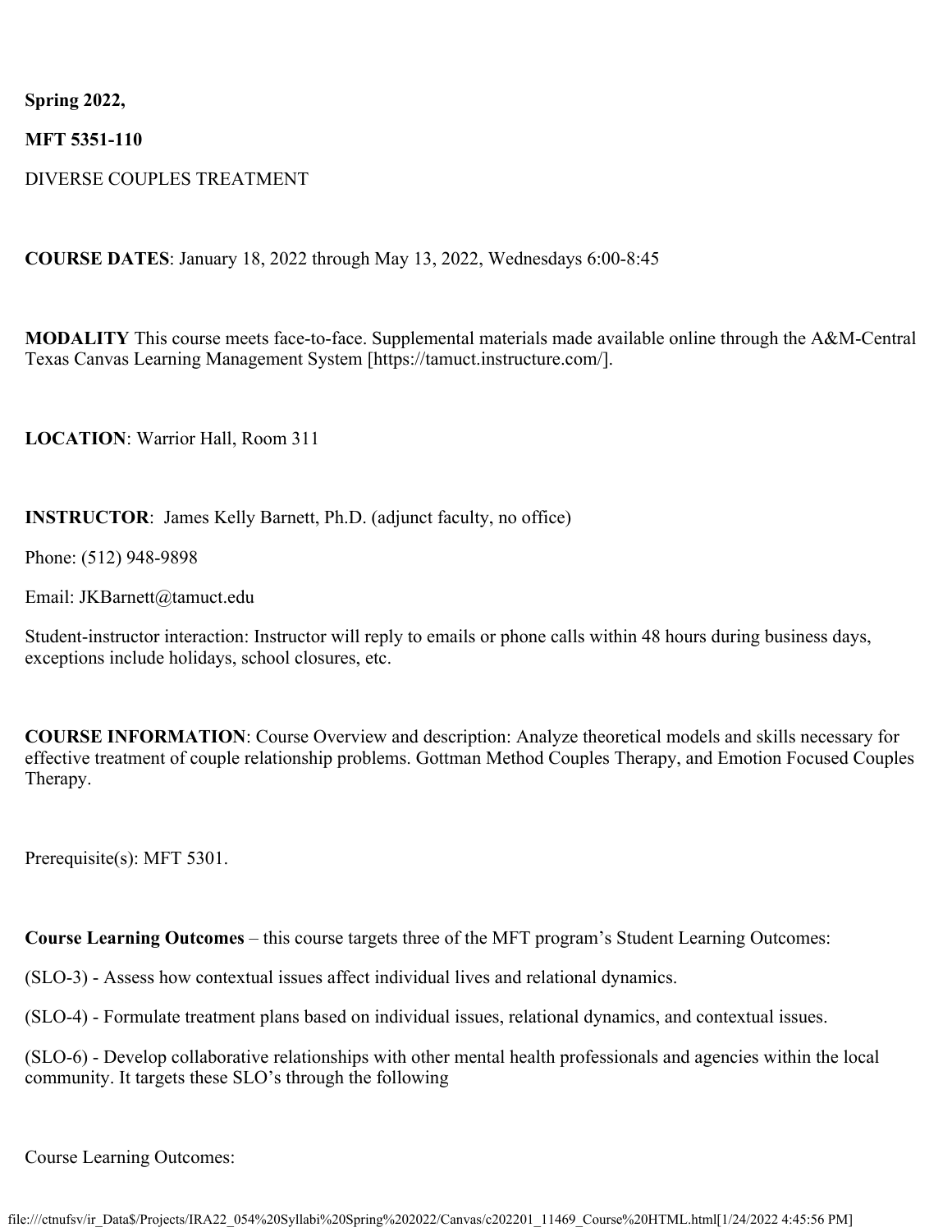**Spring 2022,**

**MFT 5351-110**

DIVERSE COUPLES TREATMENT

**COURSE DATES**: January 18, 2022 through May 13, 2022, Wednesdays 6:00-8:45

**MODALITY** This course meets face-to-face. Supplemental materials made available online through the A&M-Central Texas Canvas Learning Management System [https://tamuct.instructure.com/].

**LOCATION**: Warrior Hall, Room 311

**INSTRUCTOR**: James Kelly Barnett, Ph.D. (adjunct faculty, no office)

Phone: (512) 948-9898

Email: JKBarnett@tamuct.edu

Student-instructor interaction: Instructor will reply to emails or phone calls within 48 hours during business days, exceptions include holidays, school closures, etc.

**COURSE INFORMATION**: Course Overview and description: Analyze theoretical models and skills necessary for effective treatment of couple relationship problems. Gottman Method Couples Therapy, and Emotion Focused Couples Therapy.

Prerequisite(s): MFT 5301.

**Course Learning Outcomes** – this course targets three of the MFT program's Student Learning Outcomes:

(SLO-3) - Assess how contextual issues affect individual lives and relational dynamics.

(SLO-4) - Formulate treatment plans based on individual issues, relational dynamics, and contextual issues.

(SLO-6) - Develop collaborative relationships with other mental health professionals and agencies within the local community. It targets these SLO's through the following

Course Learning Outcomes: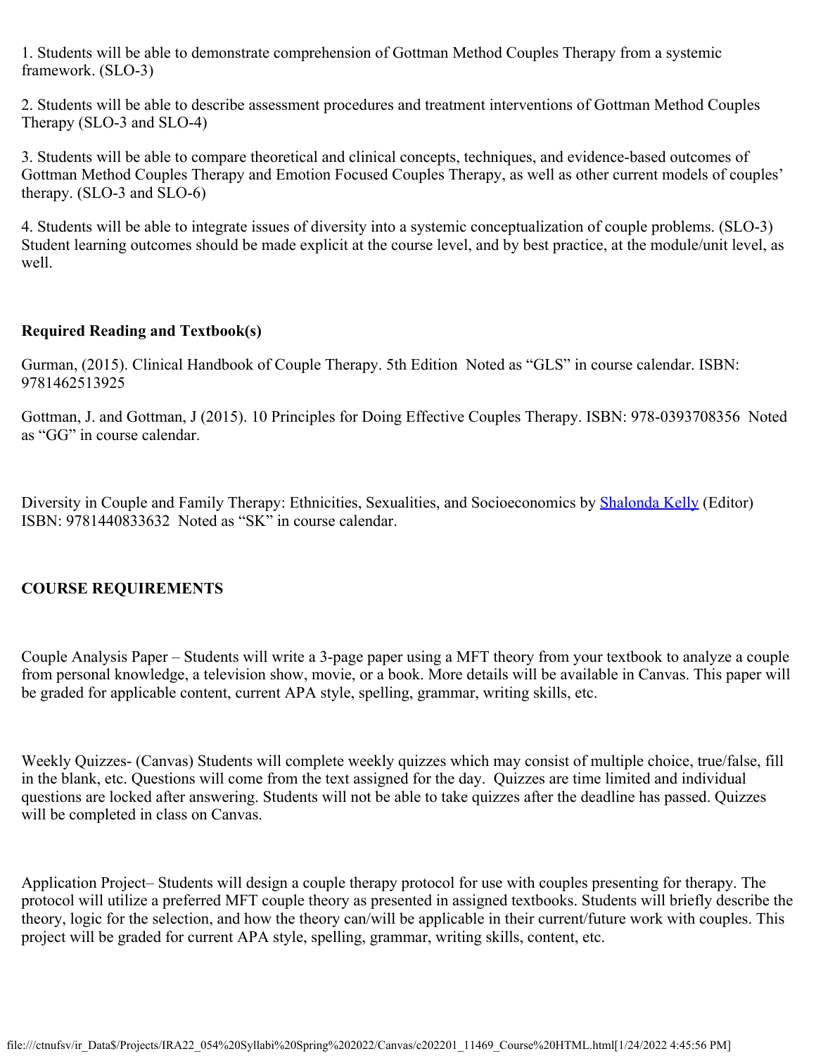1. Students will be able to demonstrate comprehension of Gottman Method Couples Therapy from a systemic framework. (SLO-3)

2. Students will be able to describe assessment procedures and treatment interventions of Gottman Method Couples Therapy (SLO-3 and SLO-4)

3. Students will be able to compare theoretical and clinical concepts, techniques, and evidence-based outcomes of Gottman Method Couples Therapy and Emotion Focused Couples Therapy, as well as other current models of couples' therapy. (SLO-3 and SLO-6)

4. Students will be able to integrate issues of diversity into a systemic conceptualization of couple problems. (SLO-3)
Student learning outcomes should be made explicit at the course level, and by best practice, at the module/unit level, as well.

**Required Reading and Textbook(s)**

Gurman, (2015). Clinical Handbook of Couple Therapy. 5th Edition  Noted as "GLS" in course calendar. ISBN: 9781462513925

Gottman, J. and Gottman, J (2015). 10 Principles for Doing Effective Couples Therapy. ISBN: 978-0393708356  Noted as "GG" in course calendar.

Diversity in Couple and Family Therapy: Ethnicities, Sexualities, and Socioeconomics by Shalonda Kelly (Editor) ISBN: 9781440833632  Noted as "SK" in course calendar.

**COURSE REQUIREMENTS**

Couple Analysis Paper – Students will write a 3-page paper using a MFT theory from your textbook to analyze a couple from personal knowledge, a television show, movie, or a book. More details will be available in Canvas. This paper will be graded for applicable content, current APA style, spelling, grammar, writing skills, etc.

Weekly Quizzes- (Canvas) Students will complete weekly quizzes which may consist of multiple choice, true/false, fill in the blank, etc. Questions will come from the text assigned for the day.  Quizzes are time limited and individual questions are locked after answering. Students will not be able to take quizzes after the deadline has passed. Quizzes will be completed in class on Canvas.

Application Project– Students will design a couple therapy protocol for use with couples presenting for therapy. The protocol will utilize a preferred MFT couple theory as presented in assigned textbooks. Students will briefly describe the theory, logic for the selection, and how the theory can/will be applicable in their current/future work with couples. This project will be graded for current APA style, spelling, grammar, writing skills, content, etc.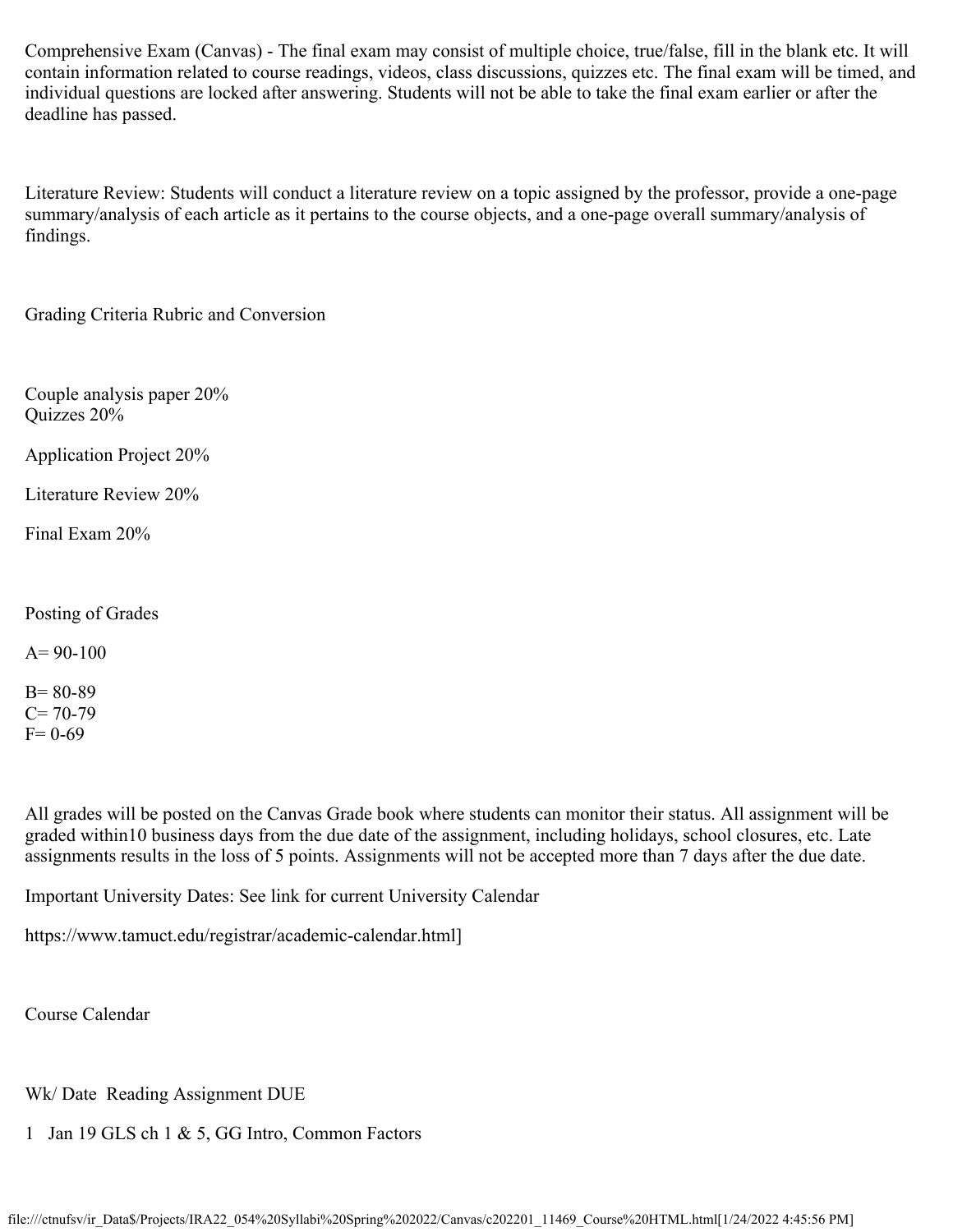Comprehensive Exam (Canvas) - The final exam may consist of multiple choice, true/false, fill in the blank etc. It will contain information related to course readings, videos, class discussions, quizzes etc. The final exam will be timed, and individual questions are locked after answering. Students will not be able to take the final exam earlier or after the deadline has passed.

Literature Review: Students will conduct a literature review on a topic assigned by the professor, provide a one-page summary/analysis of each article as it pertains to the course objects, and a one-page overall summary/analysis of findings.

## Grading Criteria Rubric and Conversion

Couple analysis paper 20%
Quizzes 20%

Application Project 20%

Literature Review 20%

Final Exam 20%

## Posting of Grades

A= 90-100

B= 80-89
C= 70-79
F= 0-69

All grades will be posted on the Canvas Grade book where students can monitor their status. All assignment will be graded within10 business days from the due date of the assignment, including holidays, school closures, etc. Late assignments results in the loss of 5 points. Assignments will not be accepted more than 7 days after the due date.

Important University Dates: See link for current University Calendar

https://www.tamuct.edu/registrar/academic-calendar.html]

## Course Calendar

Wk/ Date Reading Assignment DUE

1 Jan 19 GLS ch 1 & 5, GG Intro, Common Factors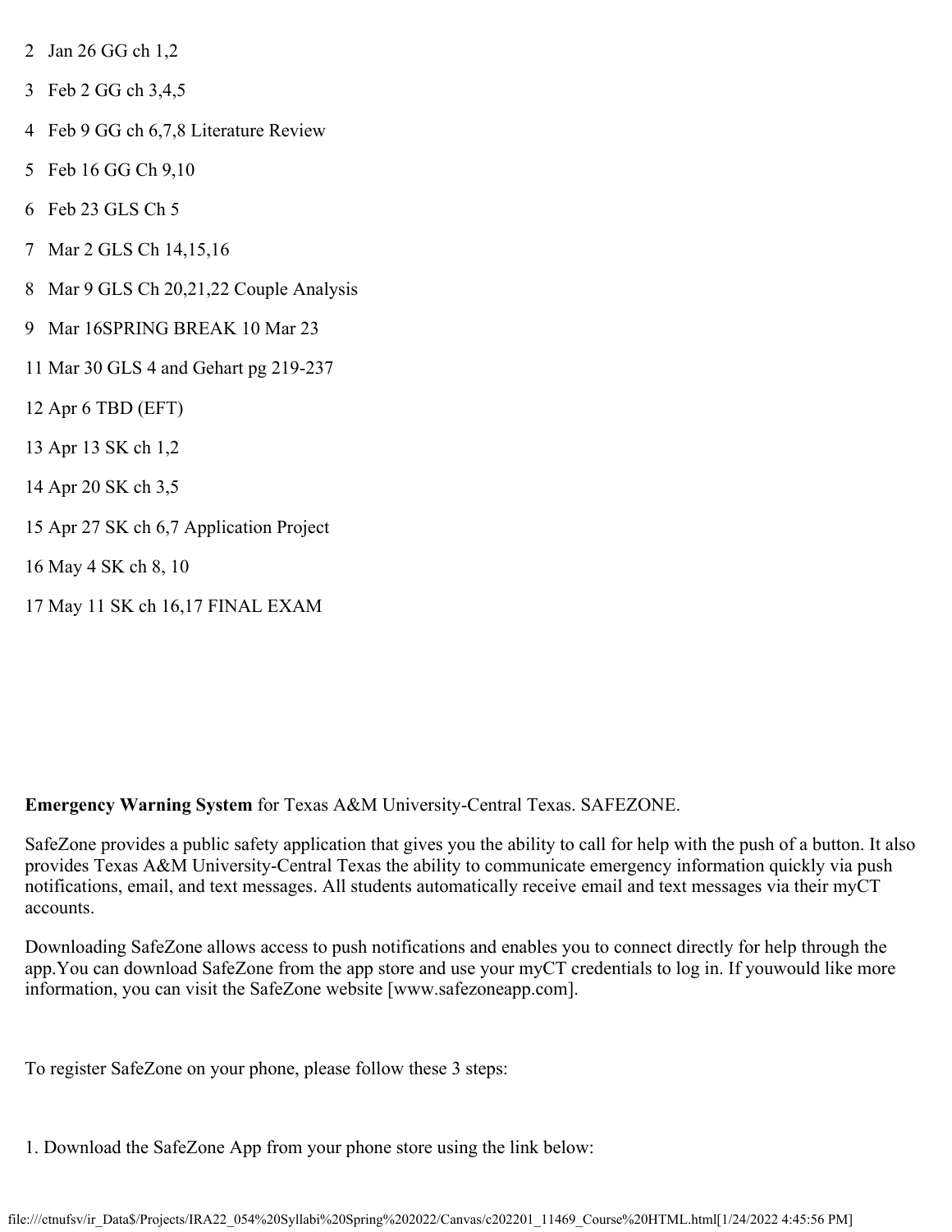2 Jan 26 GG ch 1,2

3 Feb 2 GG ch 3,4,5

4 Feb 9 GG ch 6,7,8 Literature Review

5 Feb 16 GG Ch 9,10

6 Feb 23 GLS Ch 5

7 Mar 2 GLS Ch 14,15,16

8 Mar 9 GLS Ch 20,21,22 Couple Analysis

9 Mar 16SPRING BREAK 10 Mar 23

11 Mar 30 GLS 4 and Gehart pg 219-237

12 Apr 6 TBD (EFT)

13 Apr 13 SK ch 1,2

14 Apr 20 SK ch 3,5

15 Apr 27 SK ch 6,7 Application Project

16 May 4 SK ch 8, 10

17 May 11 SK ch 16,17 FINAL EXAM

**Emergency Warning System** for Texas A&M University-Central Texas. SAFEZONE.

SafeZone provides a public safety application that gives you the ability to call for help with the push of a button. It also provides Texas A&M University-Central Texas the ability to communicate emergency information quickly via push notifications, email, and text messages. All students automatically receive email and text messages via their myCT accounts.

Downloading SafeZone allows access to push notifications and enables you to connect directly for help through the app.You can download SafeZone from the app store and use your myCT credentials to log in. If youwould like more information, you can visit the SafeZone website [www.safezoneapp.com].

To register SafeZone on your phone, please follow these 3 steps:

1. Download the SafeZone App from your phone store using the link below: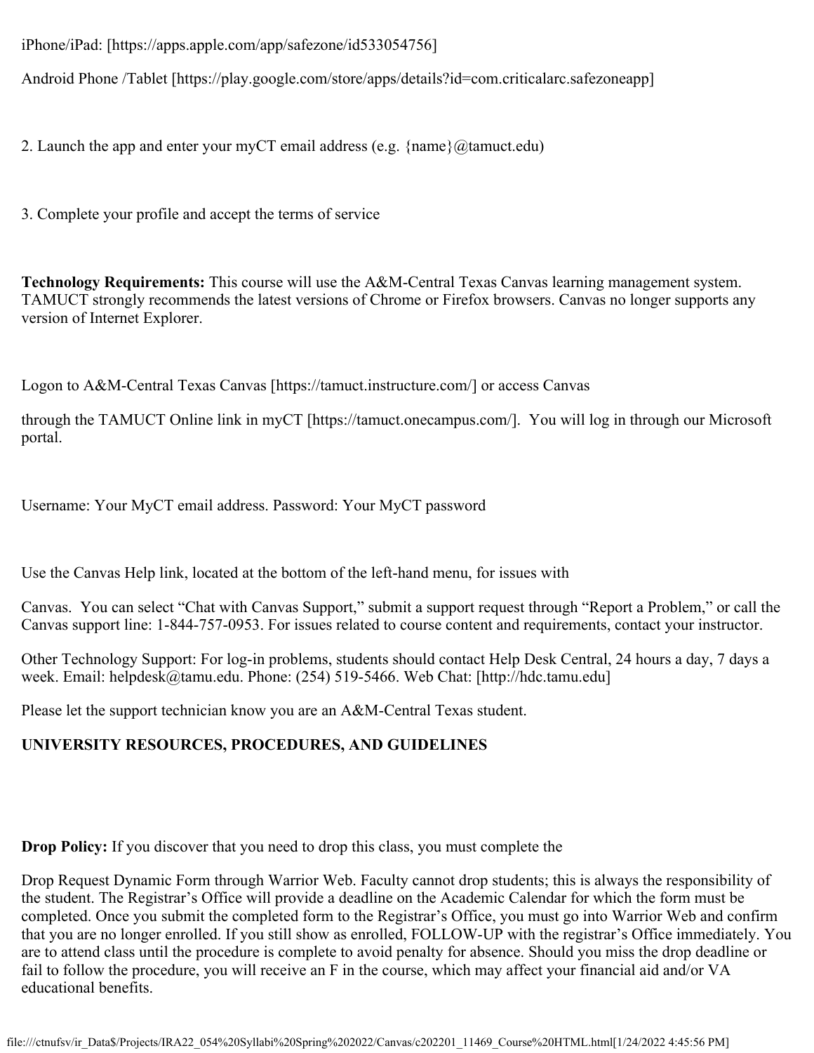iPhone/iPad: [https://apps.apple.com/app/safezone/id533054756]

Android Phone /Tablet [https://play.google.com/store/apps/details?id=com.criticalarc.safezoneapp]

2. Launch the app and enter your myCT email address (e.g. {name}@tamuct.edu)

3. Complete your profile and accept the terms of service

**Technology Requirements:** This course will use the A&M-Central Texas Canvas learning management system. TAMUCT strongly recommends the latest versions of Chrome or Firefox browsers. Canvas no longer supports any version of Internet Explorer.

Logon to A&M-Central Texas Canvas [https://tamuct.instructure.com/] or access Canvas

through the TAMUCT Online link in myCT [https://tamuct.onecampus.com/]. You will log in through our Microsoft portal.

Username: Your MyCT email address. Password: Your MyCT password

Use the Canvas Help link, located at the bottom of the left-hand menu, for issues with

Canvas. You can select “Chat with Canvas Support,” submit a support request through “Report a Problem,” or call the Canvas support line: 1-844-757-0953. For issues related to course content and requirements, contact your instructor.

Other Technology Support: For log-in problems, students should contact Help Desk Central, 24 hours a day, 7 days a week. Email: helpdesk@tamu.edu. Phone: (254) 519-5466. Web Chat: [http://hdc.tamu.edu]

Please let the support technician know you are an A&M-Central Texas student.

**UNIVERSITY RESOURCES, PROCEDURES, AND GUIDELINES**

**Drop Policy:** If you discover that you need to drop this class, you must complete the

Drop Request Dynamic Form through Warrior Web. Faculty cannot drop students; this is always the responsibility of the student. The Registrar’s Office will provide a deadline on the Academic Calendar for which the form must be completed. Once you submit the completed form to the Registrar’s Office, you must go into Warrior Web and confirm that you are no longer enrolled. If you still show as enrolled, FOLLOW-UP with the registrar’s Office immediately. You are to attend class until the procedure is complete to avoid penalty for absence. Should you miss the drop deadline or fail to follow the procedure, you will receive an F in the course, which may affect your financial aid and/or VA educational benefits.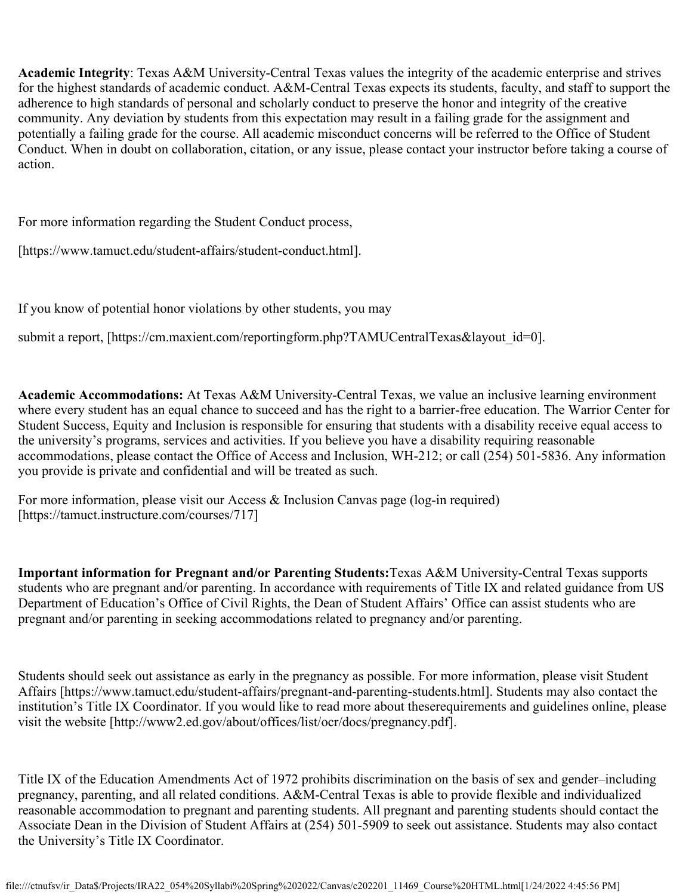**Academic Integrity**: Texas A&M University-Central Texas values the integrity of the academic enterprise and strives for the highest standards of academic conduct. A&M-Central Texas expects its students, faculty, and staff to support the adherence to high standards of personal and scholarly conduct to preserve the honor and integrity of the creative community. Any deviation by students from this expectation may result in a failing grade for the assignment and potentially a failing grade for the course. All academic misconduct concerns will be referred to the Office of Student Conduct. When in doubt on collaboration, citation, or any issue, please contact your instructor before taking a course of action.

For more information regarding the Student Conduct process,

[https://www.tamuct.edu/student-affairs/student-conduct.html].

If you know of potential honor violations by other students, you may

submit a report, [https://cm.maxient.com/reportingform.php?TAMUCentralTexas&layout_id=0].

**Academic Accommodations:** At Texas A&M University-Central Texas, we value an inclusive learning environment where every student has an equal chance to succeed and has the right to a barrier-free education. The Warrior Center for Student Success, Equity and Inclusion is responsible for ensuring that students with a disability receive equal access to the university's programs, services and activities. If you believe you have a disability requiring reasonable accommodations, please contact the Office of Access and Inclusion, WH-212; or call (254) 501-5836. Any information you provide is private and confidential and will be treated as such.

For more information, please visit our Access & Inclusion Canvas page (log-in required) [https://tamuct.instructure.com/courses/717]

**Important information for Pregnant and/or Parenting Students:**Texas A&M University-Central Texas supports students who are pregnant and/or parenting. In accordance with requirements of Title IX and related guidance from US Department of Education's Office of Civil Rights, the Dean of Student Affairs' Office can assist students who are pregnant and/or parenting in seeking accommodations related to pregnancy and/or parenting.

Students should seek out assistance as early in the pregnancy as possible. For more information, please visit Student Affairs [https://www.tamuct.edu/student-affairs/pregnant-and-parenting-students.html]. Students may also contact the institution's Title IX Coordinator. If you would like to read more about theserequirements and guidelines online, please visit the website [http://www2.ed.gov/about/offices/list/ocr/docs/pregnancy.pdf].

Title IX of the Education Amendments Act of 1972 prohibits discrimination on the basis of sex and gender–including pregnancy, parenting, and all related conditions. A&M-Central Texas is able to provide flexible and individualized reasonable accommodation to pregnant and parenting students. All pregnant and parenting students should contact the Associate Dean in the Division of Student Affairs at (254) 501-5909 to seek out assistance. Students may also contact the University's Title IX Coordinator.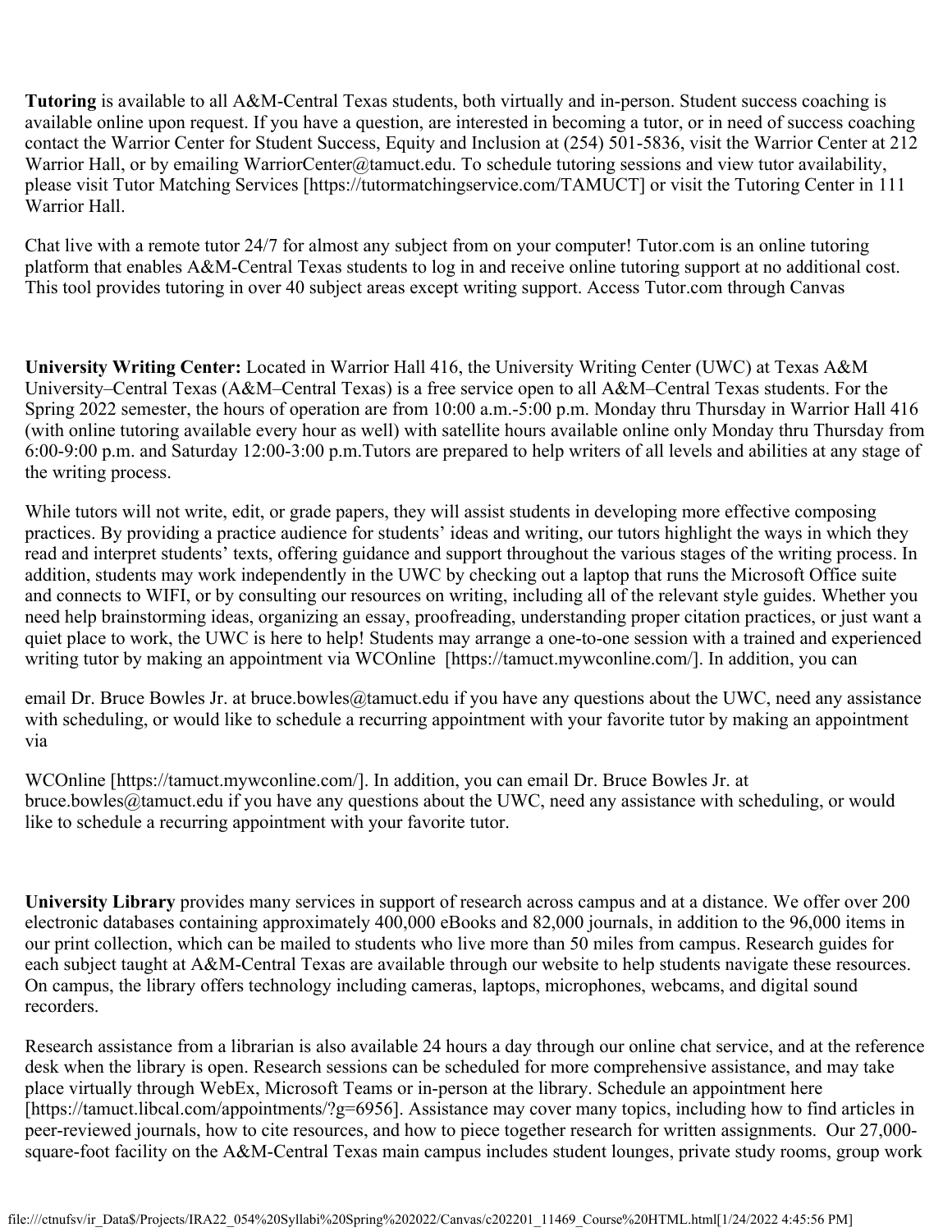**Tutoring** is available to all A&M-Central Texas students, both virtually and in-person. Student success coaching is available online upon request. If you have a question, are interested in becoming a tutor, or in need of success coaching contact the Warrior Center for Student Success, Equity and Inclusion at (254) 501-5836, visit the Warrior Center at 212 Warrior Hall, or by emailing WarriorCenter@tamuct.edu. To schedule tutoring sessions and view tutor availability, please visit Tutor Matching Services [https://tutormatchingservice.com/TAMUCT] or visit the Tutoring Center in 111 Warrior Hall.

Chat live with a remote tutor 24/7 for almost any subject from on your computer! Tutor.com is an online tutoring platform that enables A&M-Central Texas students to log in and receive online tutoring support at no additional cost. This tool provides tutoring in over 40 subject areas except writing support. Access Tutor.com through Canvas

**University Writing Center:** Located in Warrior Hall 416, the University Writing Center (UWC) at Texas A&M University–Central Texas (A&M–Central Texas) is a free service open to all A&M–Central Texas students. For the Spring 2022 semester, the hours of operation are from 10:00 a.m.-5:00 p.m. Monday thru Thursday in Warrior Hall 416 (with online tutoring available every hour as well) with satellite hours available online only Monday thru Thursday from 6:00-9:00 p.m. and Saturday 12:00-3:00 p.m.Tutors are prepared to help writers of all levels and abilities at any stage of the writing process.

While tutors will not write, edit, or grade papers, they will assist students in developing more effective composing practices. By providing a practice audience for students' ideas and writing, our tutors highlight the ways in which they read and interpret students' texts, offering guidance and support throughout the various stages of the writing process. In addition, students may work independently in the UWC by checking out a laptop that runs the Microsoft Office suite and connects to WIFI, or by consulting our resources on writing, including all of the relevant style guides. Whether you need help brainstorming ideas, organizing an essay, proofreading, understanding proper citation practices, or just want a quiet place to work, the UWC is here to help! Students may arrange a one-to-one session with a trained and experienced writing tutor by making an appointment via WCOnline [https://tamuct.mywconline.com/]. In addition, you can

email Dr. Bruce Bowles Jr. at bruce.bowles@tamuct.edu if you have any questions about the UWC, need any assistance with scheduling, or would like to schedule a recurring appointment with your favorite tutor by making an appointment via

WCOnline [https://tamuct.mywconline.com/]. In addition, you can email Dr. Bruce Bowles Jr. at bruce.bowles@tamuct.edu if you have any questions about the UWC, need any assistance with scheduling, or would like to schedule a recurring appointment with your favorite tutor.

**University Library** provides many services in support of research across campus and at a distance. We offer over 200 electronic databases containing approximately 400,000 eBooks and 82,000 journals, in addition to the 96,000 items in our print collection, which can be mailed to students who live more than 50 miles from campus. Research guides for each subject taught at A&M-Central Texas are available through our website to help students navigate these resources. On campus, the library offers technology including cameras, laptops, microphones, webcams, and digital sound recorders.

Research assistance from a librarian is also available 24 hours a day through our online chat service, and at the reference desk when the library is open. Research sessions can be scheduled for more comprehensive assistance, and may take place virtually through WebEx, Microsoft Teams or in-person at the library. Schedule an appointment here [https://tamuct.libcal.com/appointments/?g=6956]. Assistance may cover many topics, including how to find articles in peer-reviewed journals, how to cite resources, and how to piece together research for written assignments. Our 27,000-square-foot facility on the A&M-Central Texas main campus includes student lounges, private study rooms, group work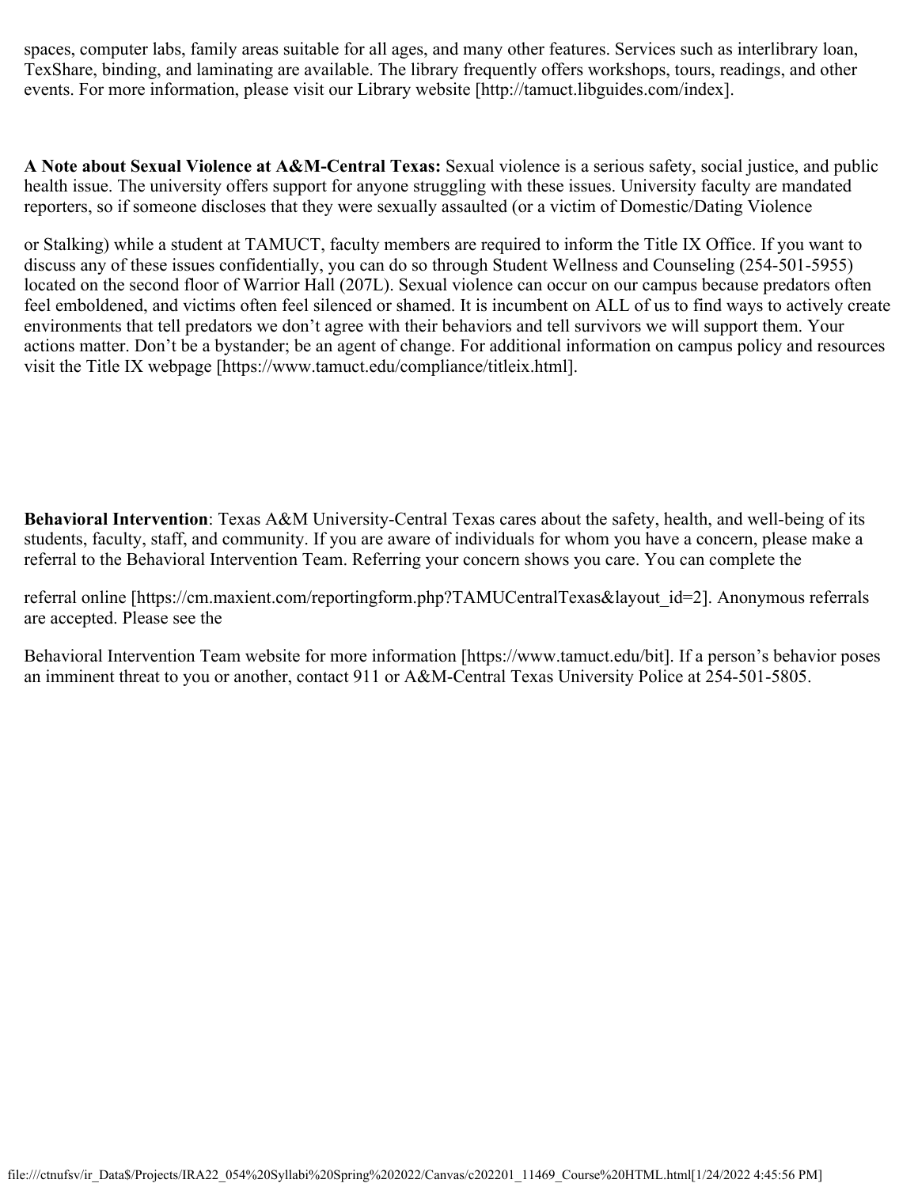spaces, computer labs, family areas suitable for all ages, and many other features. Services such as interlibrary loan, TexShare, binding, and laminating are available. The library frequently offers workshops, tours, readings, and other events. For more information, please visit our Library website [http://tamuct.libguides.com/index].

**A Note about Sexual Violence at A&M-Central Texas:** Sexual violence is a serious safety, social justice, and public health issue. The university offers support for anyone struggling with these issues. University faculty are mandated reporters, so if someone discloses that they were sexually assaulted (or a victim of Domestic/Dating Violence or Stalking) while a student at TAMUCT, faculty members are required to inform the Title IX Office. If you want to discuss any of these issues confidentially, you can do so through Student Wellness and Counseling (254-501-5955) located on the second floor of Warrior Hall (207L). Sexual violence can occur on our campus because predators often feel emboldened, and victims often feel silenced or shamed. It is incumbent on ALL of us to find ways to actively create environments that tell predators we don't agree with their behaviors and tell survivors we will support them. Your actions matter. Don't be a bystander; be an agent of change. For additional information on campus policy and resources visit the Title IX webpage [https://www.tamuct.edu/compliance/titleix.html].

**Behavioral Intervention**: Texas A&M University-Central Texas cares about the safety, health, and well-being of its students, faculty, staff, and community. If you are aware of individuals for whom you have a concern, please make a referral to the Behavioral Intervention Team. Referring your concern shows you care. You can complete the referral online [https://cm.maxient.com/reportingform.php?TAMUCentralTexas&layout_id=2]. Anonymous referrals are accepted. Please see the Behavioral Intervention Team website for more information [https://www.tamuct.edu/bit]. If a person's behavior poses an imminent threat to you or another, contact 911 or A&M-Central Texas University Police at 254-501-5805.